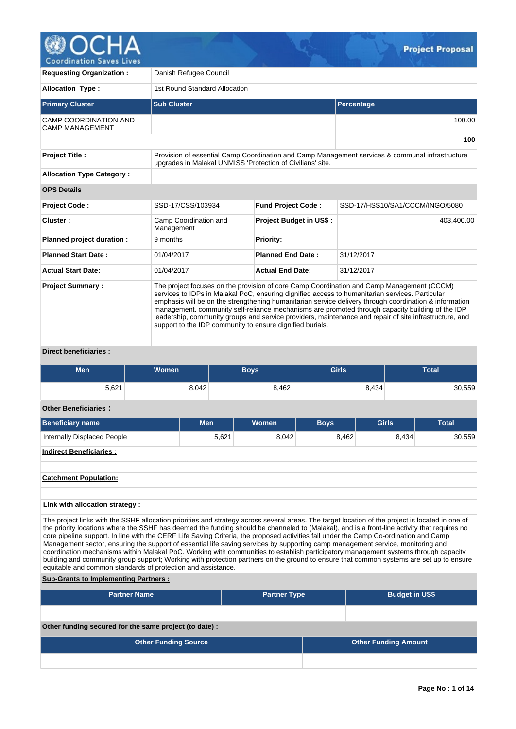# Project Proposal

| | |
|---|---|
| **Requesting Organization :** | Danish Refugee Council |
| **Allocation Type :** | 1st Round Standard Allocation |

| Primary Cluster | Sub Cluster | Percentage |
|---|---|---|
| CAMP COORDINATION AND CAMP MANAGEMENT | | 100.00 |
| | | **100** |

| | |
|---|---|
| **Project Title :** | Provision of essential Camp Coordination and Camp Management services & communal infrastructure upgrades in Malakal UNMISS 'Protection of Civilians' site. |
| **Allocation Type Category :** | |

**OPS Details**

| | | | |
|---|---|---|---|
| **Project Code :** | SSD-17/CSS/103934 | **Fund Project Code :** | SSD-17/HSS10/SA1/CCCM/INGO/5080 |
| **Cluster :** | Camp Coordination and Management | **Project Budget in US$ :** | 403,400.00 |
| **Planned project duration :** | 9 months | **Priority:** | |
| **Planned Start Date :** | 01/04/2017 | **Planned End Date :** | 31/12/2017 |
| **Actual Start Date:** | 01/04/2017 | **Actual End Date:** | 31/12/2017 |

**Project Summary :**

The project focuses on the provision of core Camp Coordination and Camp Management (CCCM) services to IDPs in Malakal PoC, ensuring dignified access to humanitarian services. Particular emphasis will be on the strengthening humanitarian service delivery through coordination & information management, community self-reliance mechanisms are promoted through capacity building of the IDP leadership, community groups and service providers, maintenance and repair of site infrastructure, and support to the IDP community to ensure dignified burials.

**Direct beneficiaries :**

| Men | Women | Boys | Girls | Total |
|---|---|---|---|---|
| 5,621 | 8,042 | 8,462 | 8,434 | 30,559 |

**Other Beneficiaries :**

| Beneficiary name | Men | Women | Boys | Girls | Total |
|---|---|---|---|---|---|
| Internally Displaced People | 5,621 | 8,042 | 8,462 | 8,434 | 30,559 |

**Indirect Beneficiaries :**

**Catchment Population:**

**Link with allocation strategy :**

The project links with the SSHF allocation priorities and strategy across several areas. The target location of the project is located in one of the priority locations where the SSHF has deemed the funding should be channeled to (Malakal), and is a front-line activity that requires no core pipeline support. In line with the CERF Life Saving Criteria, the proposed activities fall under the Camp Co-ordination and Camp Management sector, ensuring the support of essential life saving services by supporting camp management service, monitoring and coordination mechanisms within Malakal PoC. Working with communities to establish participatory management systems through capacity building and community group support; Working with protection partners on the ground to ensure that common systems are set up to ensure equitable and common standards of protection and assistance.

**Sub-Grants to Implementing Partners :**

| Partner Name | Partner Type | Budget in US$ |
|---|---|---|
| | | |

**Other funding secured for the same project (to date) :**

| Other Funding Source | Other Funding Amount |
|---|---|
| | |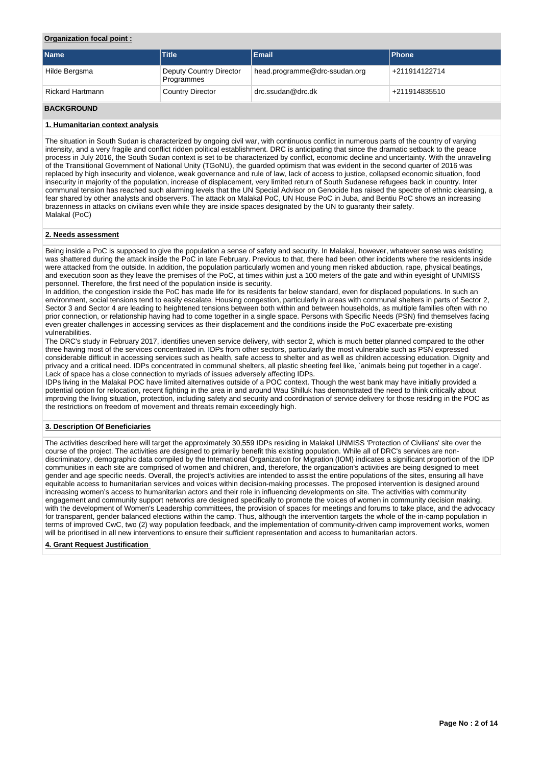**Organization focal point :**

| Name | Title | Email | Phone |
|---|---|---|---|
| Hilde Bergsma | Deputy Country Director Programmes | head.programme@drc-ssudan.org | +211914122714 |
| Rickard Hartmann | Country Director | drc.ssudan@drc.dk | +211914835510 |

## BACKGROUND

### 1. Humanitarian context analysis

The situation in South Sudan is characterized by ongoing civil war, with continuous conflict in numerous parts of the country of varying intensity, and a very fragile and conflict ridden political establishment. DRC is anticipating that since the dramatic setback to the peace process in July 2016, the South Sudan context is set to be characterized by conflict, economic decline and uncertainty. With the unraveling of the Transitional Government of National Unity (TGoNU), the guarded optimism that was evident in the second quarter of 2016 was replaced by high insecurity and violence, weak governance and rule of law, lack of access to justice, collapsed economic situation, food insecurity in majority of the population, increase of displacement, very limited return of South Sudanese refugees back in country. Inter communal tension has reached such alarming levels that the UN Special Advisor on Genocide has raised the spectre of ethnic cleansing, a fear shared by other analysts and observers. The attack on Malakal PoC, UN House PoC in Juba, and Bentiu PoC shows an increasing brazenness in attacks on civilians even while they are inside spaces designated by the UN to guaranty their safety.
Malakal (PoC)

### 2. Needs assessment

Being inside a PoC is supposed to give the population a sense of safety and security. In Malakal, however, whatever sense was existing was shattered during the attack inside the PoC in late February. Previous to that, there had been other incidents where the residents inside were attacked from the outside. In addition, the population particularly women and young men risked abduction, rape, physical beatings, and execution soon as they leave the premises of the PoC, at times within just a 100 meters of the gate and within eyesight of UNMISS personnel. Therefore, the first need of the population inside is security.
In addition, the congestion inside the PoC has made life for its residents far below standard, even for displaced populations. In such an environment, social tensions tend to easily escalate. Housing congestion, particularly in areas with communal shelters in parts of Sector 2, Sector 3 and Sector 4 are leading to heightened tensions between both within and between households, as multiple families often with no prior connection, or relationship having had to come together in a single space. Persons with Specific Needs (PSN) find themselves facing even greater challenges in accessing services as their displacement and the conditions inside the PoC exacerbate pre-existing vulnerabilities.
The DRC's study in February 2017, identifies uneven service delivery, with sector 2, which is much better planned compared to the other three having most of the services concentrated in. IDPs from other sectors, particularly the most vulnerable such as PSN expressed considerable difficult in accessing services such as health, safe access to shelter and as well as children accessing education. Dignity and privacy and a critical need. IDPs concentrated in communal shelters, all plastic sheeting feel like, `animals being put together in a cage'. Lack of space has a close connection to myriads of issues adversely affecting IDPs.
IDPs living in the Malakal POC have limited alternatives outside of a POC context. Though the west bank may have initially provided a potential option for relocation, recent fighting in the area in and around Wau Shilluk has demonstrated the need to think critically about improving the living situation, protection, including safety and security and coordination of service delivery for those residing in the POC as the restrictions on freedom of movement and threats remain exceedingly high.

### 3. Description Of Beneficiaries

The activities described here will target the approximately 30,559 IDPs residing in Malakal UNMISS 'Protection of Civilians' site over the course of the project. The activities are designed to primarily benefit this existing population. While all of DRC's services are non-discriminatory, demographic data compiled by the International Organization for Migration (IOM) indicates a significant proportion of the IDP communities in each site are comprised of women and children, and, therefore, the organization's activities are being designed to meet gender and age specific needs. Overall, the project's activities are intended to assist the entire populations of the sites, ensuring all have equitable access to humanitarian services and voices within decision-making processes. The proposed intervention is designed around increasing women's access to humanitarian actors and their role in influencing developments on site. The activities with community engagement and community support networks are designed specifically to promote the voices of women in community decision making, with the development of Women's Leadership committees, the provision of spaces for meetings and forums to take place, and the advocacy for transparent, gender balanced elections within the camp. Thus, although the intervention targets the whole of the in-camp population in terms of improved CwC, two (2) way population feedback, and the implementation of community-driven camp improvement works, women will be prioritised in all new interventions to ensure their sufficient representation and access to humanitarian actors.

### 4. Grant Request Justification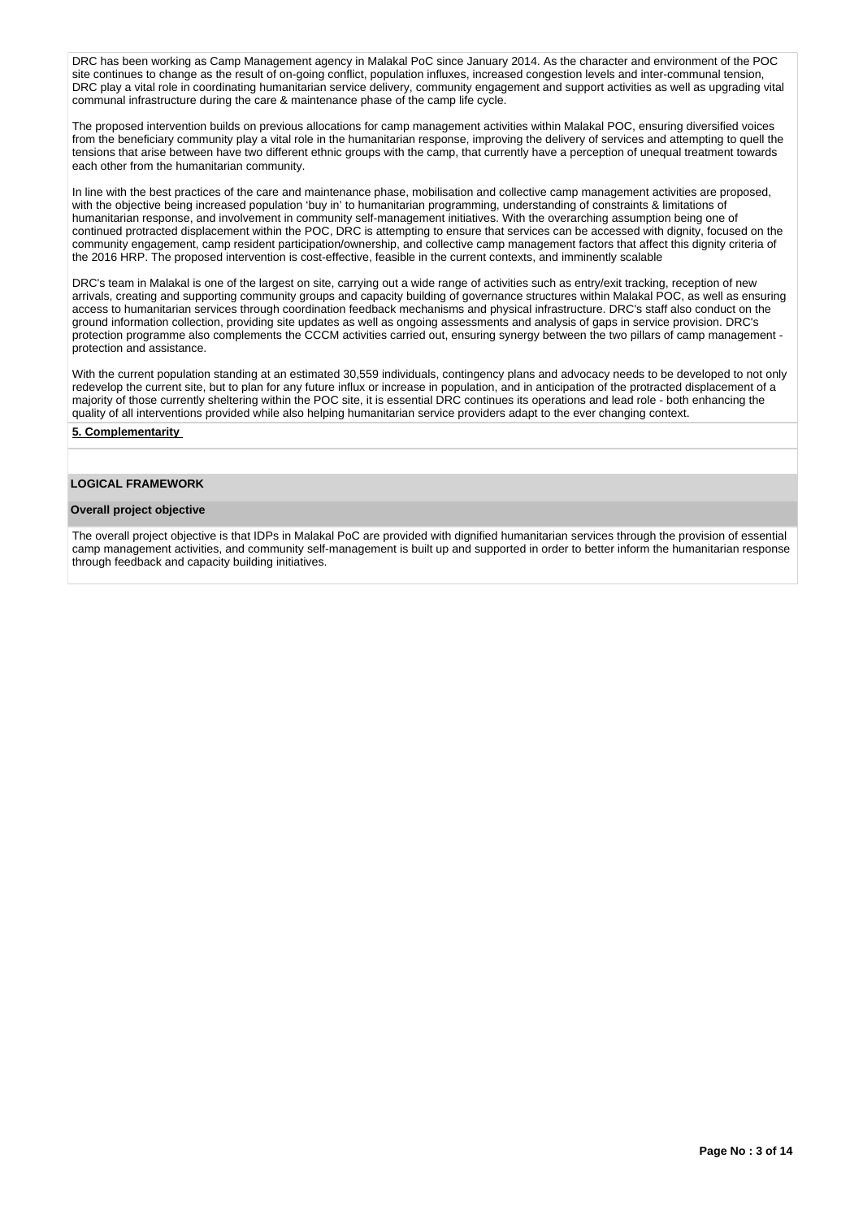DRC has been working as Camp Management agency in Malakal PoC since January 2014. As the character and environment of the POC site continues to change as the result of on-going conflict, population influxes, increased congestion levels and inter-communal tension, DRC play a vital role in coordinating humanitarian service delivery, community engagement and support activities as well as upgrading vital communal infrastructure during the care & maintenance phase of the camp life cycle.

The proposed intervention builds on previous allocations for camp management activities within Malakal POC, ensuring diversified voices from the beneficiary community play a vital role in the humanitarian response, improving the delivery of services and attempting to quell the tensions that arise between have two different ethnic groups with the camp, that currently have a perception of unequal treatment towards each other from the humanitarian community.

In line with the best practices of the care and maintenance phase, mobilisation and collective camp management activities are proposed, with the objective being increased population 'buy in' to humanitarian programming, understanding of constraints & limitations of humanitarian response, and involvement in community self-management initiatives. With the overarching assumption being one of continued protracted displacement within the POC, DRC is attempting to ensure that services can be accessed with dignity, focused on the community engagement, camp resident participation/ownership, and collective camp management factors that affect this dignity criteria of the 2016 HRP. The proposed intervention is cost-effective, feasible in the current contexts, and imminently scalable

DRC's team in Malakal is one of the largest on site, carrying out a wide range of activities such as entry/exit tracking, reception of new arrivals, creating and supporting community groups and capacity building of governance structures within Malakal POC, as well as ensuring access to humanitarian services through coordination feedback mechanisms and physical infrastructure. DRC's staff also conduct on the ground information collection, providing site updates as well as ongoing assessments and analysis of gaps in service provision. DRC's protection programme also complements the CCCM activities carried out, ensuring synergy between the two pillars of camp management - protection and assistance.

With the current population standing at an estimated 30,559 individuals, contingency plans and advocacy needs to be developed to not only redevelop the current site, but to plan for any future influx or increase in population, and in anticipation of the protracted displacement of a majority of those currently sheltering within the POC site, it is essential DRC continues its operations and lead role - both enhancing the quality of all interventions provided while also helping humanitarian service providers adapt to the ever changing context.

**5. Complementarity**

## LOGICAL FRAMEWORK

### Overall project objective

The overall project objective is that IDPs in Malakal PoC are provided with dignified humanitarian services through the provision of essential camp management activities, and community self-management is built up and supported in order to better inform the humanitarian response through feedback and capacity building initiatives.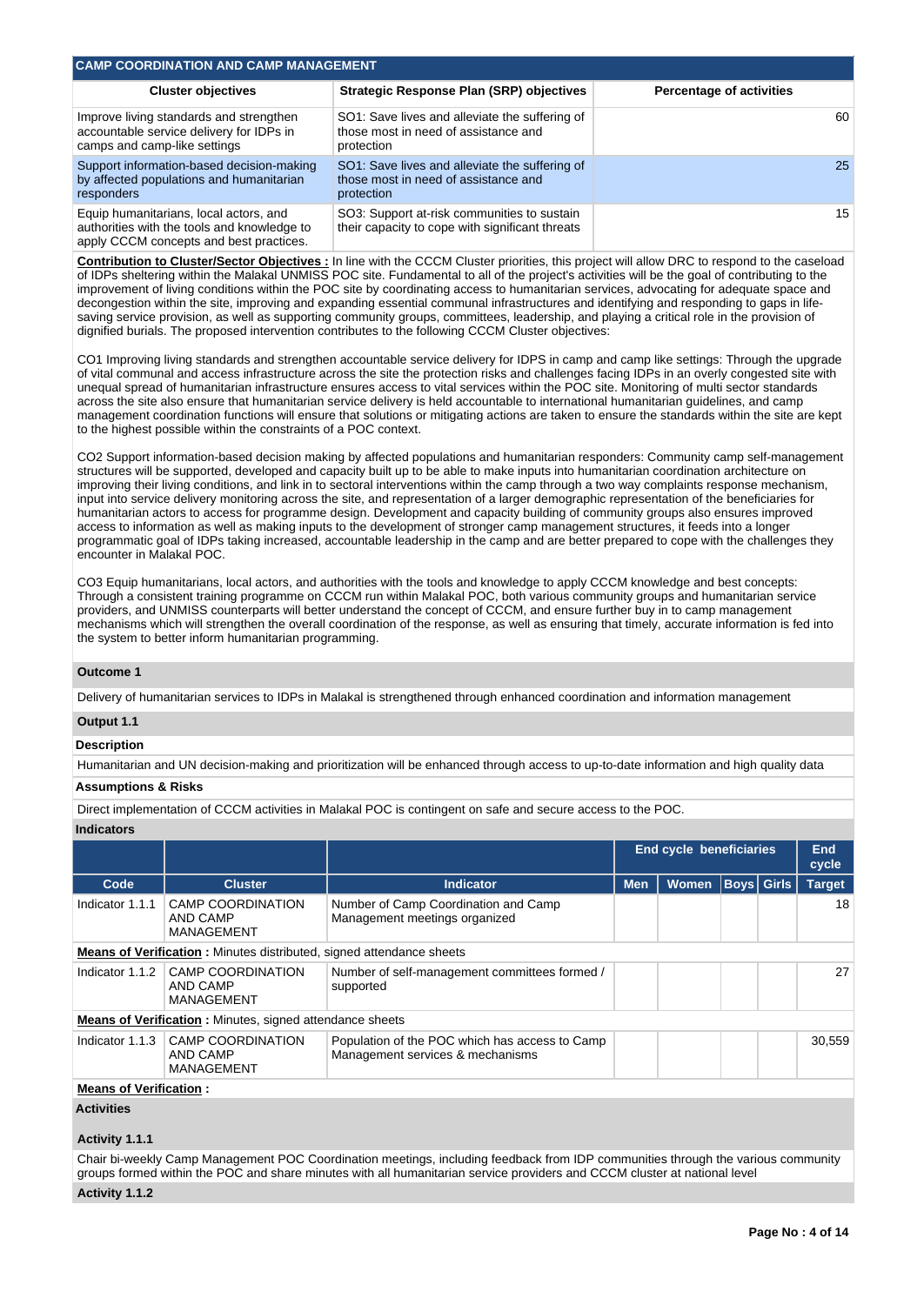## CAMP COORDINATION AND CAMP MANAGEMENT

| Cluster objectives | Strategic Response Plan (SRP) objectives | Percentage of activities |
|---|---|---|
| Improve living standards and strengthen accountable service delivery for IDPs in camps and camp-like settings | SO1: Save lives and alleviate the suffering of those most in need of assistance and protection | 60 |
| Support information-based decision-making by affected populations and humanitarian responders | SO1: Save lives and alleviate the suffering of those most in need of assistance and protection | 25 |
| Equip humanitarians, local actors, and authorities with the tools and knowledge to apply CCCM concepts and best practices. | SO3: Support at-risk communities to sustain their capacity to cope with significant threats | 15 |

**Contribution to Cluster/Sector Objectives :** In line with the CCCM Cluster priorities, this project will allow DRC to respond to the caseload of IDPs sheltering within the Malakal UNMISS POC site. Fundamental to all of the project's activities will be the goal of contributing to the improvement of living conditions within the POC site by coordinating access to humanitarian services, advocating for adequate space and decongestion within the site, improving and expanding essential communal infrastructures and identifying and responding to gaps in life-saving service provision, as well as supporting community groups, committees, leadership, and playing a critical role in the provision of dignified burials. The proposed intervention contributes to the following CCCM Cluster objectives:

CO1 Improving living standards and strengthen accountable service delivery for IDPS in camp and camp like settings: Through the upgrade of vital communal and access infrastructure across the site the protection risks and challenges facing IDPs in an overly congested site with unequal spread of humanitarian infrastructure ensures access to vital services within the POC site. Monitoring of multi sector standards across the site also ensure that humanitarian service delivery is held accountable to international humanitarian guidelines, and camp management coordination functions will ensure that solutions or mitigating actions are taken to ensure the standards within the site are kept to the highest possible within the constraints of a POC context.

CO2 Support information-based decision making by affected populations and humanitarian responders: Community camp self-management structures will be supported, developed and capacity built up to be able to make inputs into humanitarian coordination architecture on improving their living conditions, and link in to sectoral interventions within the camp through a two way complaints response mechanism, input into service delivery monitoring across the site, and representation of a larger demographic representation of the beneficiaries for humanitarian actors to access for programme design. Development and capacity building of community groups also ensures improved access to information as well as making inputs to the development of stronger camp management structures, it feeds into a longer programmatic goal of IDPs taking increased, accountable leadership in the camp and are better prepared to cope with the challenges they encounter in Malakal POC.

CO3 Equip humanitarians, local actors, and authorities with the tools and knowledge to apply CCCM knowledge and best concepts: Through a consistent training programme on CCCM run within Malakal POC, both various community groups and humanitarian service providers, and UNMISS counterparts will better understand the concept of CCCM, and ensure further buy in to camp management mechanisms which will strengthen the overall coordination of the response, as well as ensuring that timely, accurate information is fed into the system to better inform humanitarian programming.

### Outcome 1

Delivery of humanitarian services to IDPs in Malakal is strengthened through enhanced coordination and information management

### Output 1.1

**Description**

Humanitarian and UN decision-making and prioritization will be enhanced through access to up-to-date information and high quality data

**Assumptions & Risks**

Direct implementation of CCCM activities in Malakal POC is contingent on safe and secure access to the POC.

**Indicators**

| | | | End cycle beneficiaries | | | | End cycle |
|---|---|---|---|---|---|---|---|
| Code | Cluster | Indicator | Men | Women | Boys | Girls | Target |
| Indicator 1.1.1 | CAMP COORDINATION AND CAMP MANAGEMENT | Number of Camp Coordination and Camp Management meetings organized | | | | | 18 |
| **Means of Verification :** Minutes distributed, signed attendance sheets | | | | | | | |
| Indicator 1.1.2 | CAMP COORDINATION AND CAMP MANAGEMENT | Number of self-management committees formed / supported | | | | | 27 |
| **Means of Verification :** Minutes, signed attendance sheets | | | | | | | |
| Indicator 1.1.3 | CAMP COORDINATION AND CAMP MANAGEMENT | Population of the POC which has access to Camp Management services & mechanisms | | | | | 30,559 |
| **Means of Verification :** | | | | | | | |

**Activities**

**Activity 1.1.1**

Chair bi-weekly Camp Management POC Coordination meetings, including feedback from IDP communities through the various community groups formed within the POC and share minutes with all humanitarian service providers and CCCM cluster at national level

**Activity 1.1.2**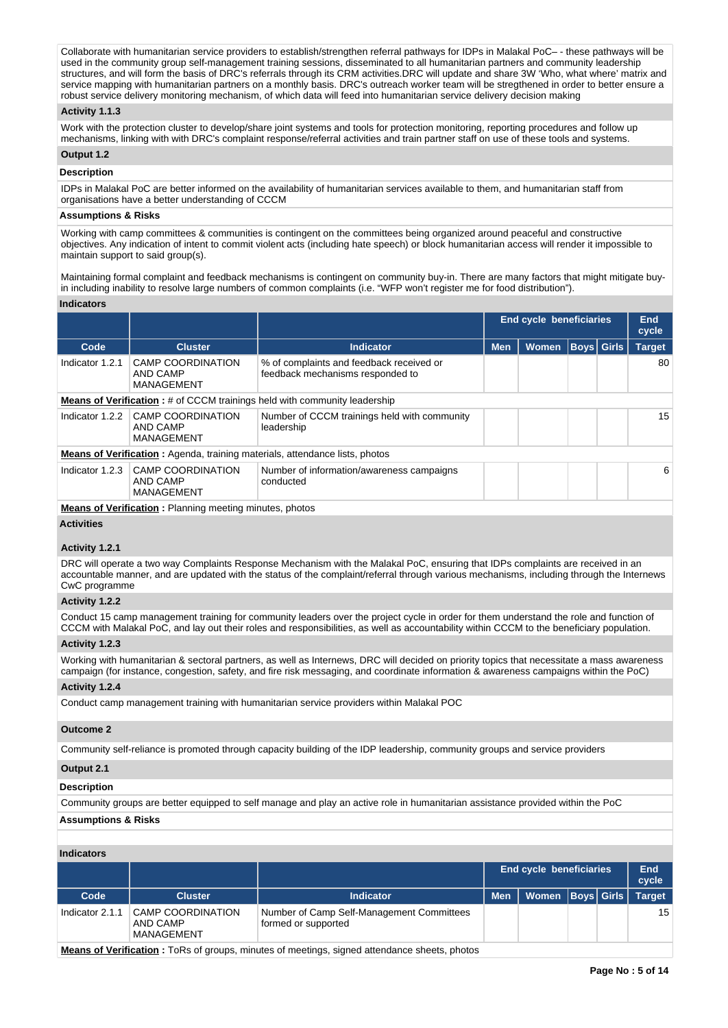Collaborate with humanitarian service providers to establish/strengthen referral pathways for IDPs in Malakal PoC– - these pathways will be used in the community group self-management training sessions, disseminated to all humanitarian partners and community leadership structures, and will form the basis of DRC's referrals through its CRM activities.DRC will update and share 3W 'Who, what where' matrix and service mapping with humanitarian partners on a monthly basis. DRC's outreach worker team will be stregthened in order to better ensure a robust service delivery monitoring mechanism, of which data will feed into humanitarian service delivery decision making

**Activity 1.1.3**

Work with the protection cluster to develop/share joint systems and tools for protection monitoring, reporting procedures and follow up mechanisms, linking with with DRC's complaint response/referral activities and train partner staff on use of these tools and systems.

**Output 1.2**

**Description**

IDPs in Malakal PoC are better informed on the availability of humanitarian services available to them, and humanitarian staff from organisations have a better understanding of CCCM

**Assumptions & Risks**

Working with camp committees & communities is contingent on the committees being organized around peaceful and constructive objectives. Any indication of intent to commit violent acts (including hate speech) or block humanitarian access will render it impossible to maintain support to said group(s).

Maintaining formal complaint and feedback mechanisms is contingent on community buy-in. There are many factors that might mitigate buy-in including inability to resolve large numbers of common complaints (i.e. "WFP won't register me for food distribution").

**Indicators**

| | | | End cycle beneficiaries | | | | End cycle |
|---|---|---|---|---|---|---|---|
| Code | Cluster | Indicator | Men | Women | Boys | Girls | Target |
| Indicator 1.2.1 | CAMP COORDINATION AND CAMP MANAGEMENT | % of complaints and feedback received or feedback mechanisms responded to | | | | | 80 |
| **Means of Verification :** # of CCCM trainings held with community leadership | | | | | | | |
| Indicator 1.2.2 | CAMP COORDINATION AND CAMP MANAGEMENT | Number of CCCM trainings held with community leadership | | | | | 15 |
| **Means of Verification :** Agenda, training materials, attendance lists, photos | | | | | | | |
| Indicator 1.2.3 | CAMP COORDINATION AND CAMP MANAGEMENT | Number of information/awareness campaigns conducted | | | | | 6 |
| **Means of Verification :** Planning meeting minutes, photos | | | | | | | |

**Activities**

**Activity 1.2.1**

DRC will operate a two way Complaints Response Mechanism with the Malakal PoC, ensuring that IDPs complaints are received in an accountable manner, and are updated with the status of the complaint/referral through various mechanisms, including through the Internews CwC programme

**Activity 1.2.2**

Conduct 15 camp management training for community leaders over the project cycle in order for them understand the role and function of CCCM with Malakal PoC, and lay out their roles and responsibilities, as well as accountability within CCCM to the beneficiary population.

**Activity 1.2.3**

Working with humanitarian & sectoral partners, as well as Internews, DRC will decided on priority topics that necessitate a mass awareness campaign (for instance, congestion, safety, and fire risk messaging, and coordinate information & awareness campaigns within the PoC)

**Activity 1.2.4**

Conduct camp management training with humanitarian service providers within Malakal POC

**Outcome 2**

Community self-reliance is promoted through capacity building of the IDP leadership, community groups and service providers

**Output 2.1**

**Description**

Community groups are better equipped to self manage and play an active role in humanitarian assistance provided within the PoC

**Assumptions & Risks**

**Indicators**

| | | | End cycle beneficiaries | | | | End cycle |
|---|---|---|---|---|---|---|---|
| Code | Cluster | Indicator | Men | Women | Boys | Girls | Target |
| Indicator 2.1.1 | CAMP COORDINATION AND CAMP MANAGEMENT | Number of Camp Self-Management Committees formed or supported | | | | | 15 |
| **Means of Verification :** ToRs of groups, minutes of meetings, signed attendance sheets, photos | | | | | | | |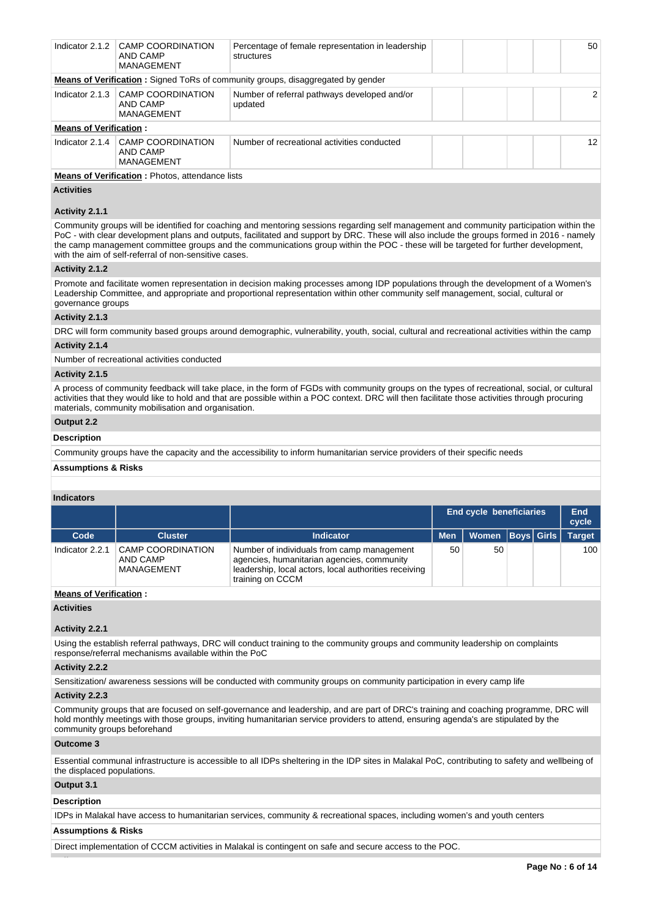| Code | Cluster | Indicator | Men | Women | Boys | Girls | Target |
|---|---|---|---|---|---|---|---|
| Indicator 2.1.2 | CAMP COORDINATION AND CAMP MANAGEMENT | Percentage of female representation in leadership structures | | | | | 50 |

**Means of Verification :** Signed ToRs of community groups, disaggregated by gender

| Code | Cluster | Indicator | Men | Women | Boys | Girls | Target |
|---|---|---|---|---|---|---|---|
| Indicator 2.1.3 | CAMP COORDINATION AND CAMP MANAGEMENT | Number of referral pathways developed and/or updated | | | | | 2 |

**Means of Verification :**

| Code | Cluster | Indicator | Men | Women | Boys | Girls | Target |
|---|---|---|---|---|---|---|---|
| Indicator 2.1.4 | CAMP COORDINATION AND CAMP MANAGEMENT | Number of recreational activities conducted | | | | | 12 |

**Means of Verification :** Photos, attendance lists

**Activities**

**Activity 2.1.1**

Community groups will be identified for coaching and mentoring sessions regarding self management and community participation within the PoC - with clear development plans and outputs, facilitated and support by DRC. These will also include the groups formed in 2016 - namely the camp management committee groups and the communications group within the POC - these will be targeted for further development, with the aim of self-referral of non-sensitive cases.

**Activity 2.1.2**

Promote and facilitate women representation in decision making processes among IDP populations through the development of a Women's Leadership Committee, and appropriate and proportional representation within other community self management, social, cultural or governance groups

**Activity 2.1.3**

DRC will form community based groups around demographic, vulnerability, youth, social, cultural and recreational activities within the camp

**Activity 2.1.4**

Number of recreational activities conducted

**Activity 2.1.5**

A process of community feedback will take place, in the form of FGDs with community groups on the types of recreational, social, or cultural activities that they would like to hold and that are possible within a POC context. DRC will then facilitate those activities through procuring materials, community mobilisation and organisation.

**Output 2.2**

**Description**

Community groups have the capacity and the accessibility to inform humanitarian service providers of their specific needs

**Assumptions & Risks**

**Indicators**

| | | | End cycle beneficiaries | | | | End cycle |
|---|---|---|---|---|---|---|---|
| **Code** | **Cluster** | **Indicator** | **Men** | **Women** | **Boys** | **Girls** | **Target** |
| Indicator 2.2.1 | CAMP COORDINATION AND CAMP MANAGEMENT | Number of individuals from camp management agencies, humanitarian agencies, community leadership, local actors, local authorities receiving training on CCCM | 50 | 50 | | | 100 |

**Means of Verification :**

**Activities**

**Activity 2.2.1**

Using the establish referral pathways, DRC will conduct training to the community groups and community leadership on complaints response/referral mechanisms available within the PoC

**Activity 2.2.2**

Sensitization/ awareness sessions will be conducted with community groups on community participation in every camp life

**Activity 2.2.3**

Community groups that are focused on self-governance and leadership, and are part of DRC's training and coaching programme, DRC will hold monthly meetings with those groups, inviting humanitarian service providers to attend, ensuring agenda's are stipulated by the community groups beforehand

**Outcome 3**

Essential communal infrastructure is accessible to all IDPs sheltering in the IDP sites in Malakal PoC, contributing to safety and wellbeing of the displaced populations.

**Output 3.1**

**Description**

IDPs in Malakal have access to humanitarian services, community & recreational spaces, including women's and youth centers

**Assumptions & Risks**

Direct implementation of CCCM activities in Malakal is contingent on safe and secure access to the POC.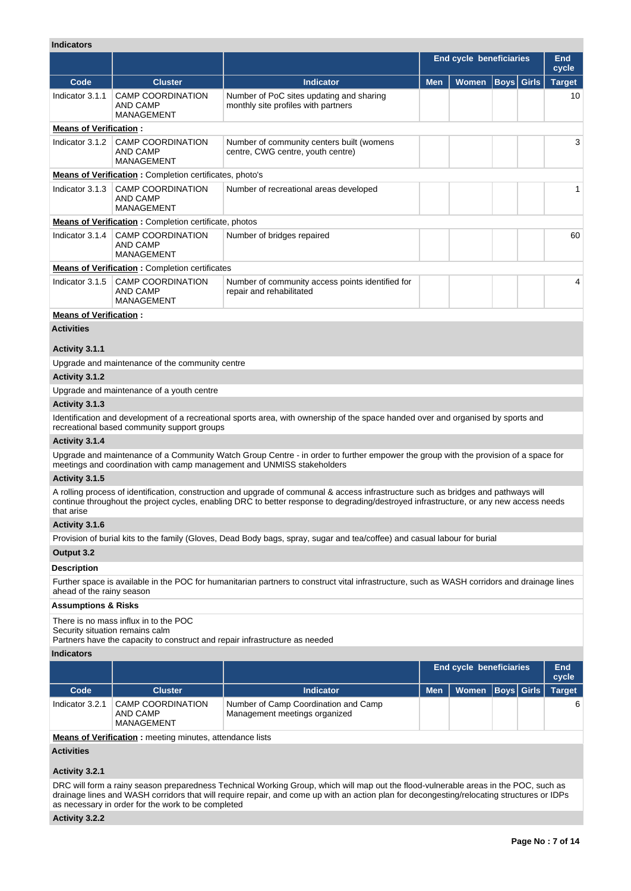**Indicators**

| | | | End cycle beneficiaries | | | | End cycle |
|---|---|---|---|---|---|---|---|
| **Code** | **Cluster** | **Indicator** | **Men** | **Women** | **Boys** | **Girls** | **Target** |
| Indicator 3.1.1 | CAMP COORDINATION AND CAMP MANAGEMENT | Number of PoC sites updating and sharing monthly site profiles with partners | | | | | 10 |

**Means of Verification :**

| Code | Cluster | Indicator | Men | Women | Boys | Girls | Target |
|---|---|---|---|---|---|---|---|
| Indicator 3.1.2 | CAMP COORDINATION AND CAMP MANAGEMENT | Number of community centers built (womens centre, CWG centre, youth centre) | | | | | 3 |

**Means of Verification :** Completion certificates, photo's

| Code | Cluster | Indicator | Men | Women | Boys | Girls | Target |
|---|---|---|---|---|---|---|---|
| Indicator 3.1.3 | CAMP COORDINATION AND CAMP MANAGEMENT | Number of recreational areas developed | | | | | 1 |

**Means of Verification :** Completion certificate, photos

| Code | Cluster | Indicator | Men | Women | Boys | Girls | Target |
|---|---|---|---|---|---|---|---|
| Indicator 3.1.4 | CAMP COORDINATION AND CAMP MANAGEMENT | Number of bridges repaired | | | | | 60 |

**Means of Verification :** Completion certificates

| Code | Cluster | Indicator | Men | Women | Boys | Girls | Target |
|---|---|---|---|---|---|---|---|
| Indicator 3.1.5 | CAMP COORDINATION AND CAMP MANAGEMENT | Number of community access points identified for repair and rehabilitated | | | | | 4 |

**Means of Verification :**

**Activities**

**Activity 3.1.1**

Upgrade and maintenance of the community centre

**Activity 3.1.2**

Upgrade and maintenance of a youth centre

**Activity 3.1.3**

Identification and development of a recreational sports area, with ownership of the space handed over and organised by sports and recreational based community support groups

**Activity 3.1.4**

Upgrade and maintenance of a Community Watch Group Centre - in order to further empower the group with the provision of a space for meetings and coordination with camp management and UNMISS stakeholders

**Activity 3.1.5**

A rolling process of identification, construction and upgrade of communal & access infrastructure such as bridges and pathways will continue throughout the project cycles, enabling DRC to better response to degrading/destroyed infrastructure, or any new access needs that arise

**Activity 3.1.6**

Provision of burial kits to the family (Gloves, Dead Body bags, spray, sugar and tea/coffee) and casual labour for burial

**Output 3.2**

**Description**

Further space is available in the POC for humanitarian partners to construct vital infrastructure, such as WASH corridors and drainage lines ahead of the rainy season

**Assumptions & Risks**

There is no mass influx in to the POC
Security situation remains calm
Partners have the capacity to construct and repair infrastructure as needed

**Indicators**

| | | | End cycle beneficiaries | | | | End cycle |
|---|---|---|---|---|---|---|---|
| **Code** | **Cluster** | **Indicator** | **Men** | **Women** | **Boys** | **Girls** | **Target** |
| Indicator 3.2.1 | CAMP COORDINATION AND CAMP MANAGEMENT | Number of Camp Coordination and Camp Management meetings organized | | | | | 6 |

**Means of Verification :** meeting minutes, attendance lists

**Activities**

**Activity 3.2.1**

DRC will form a rainy season preparedness Technical Working Group, which will map out the flood-vulnerable areas in the POC, such as drainage lines and WASH corridors that will require repair, and come up with an action plan for decongesting/relocating structures or IDPs as necessary in order for the work to be completed

**Activity 3.2.2**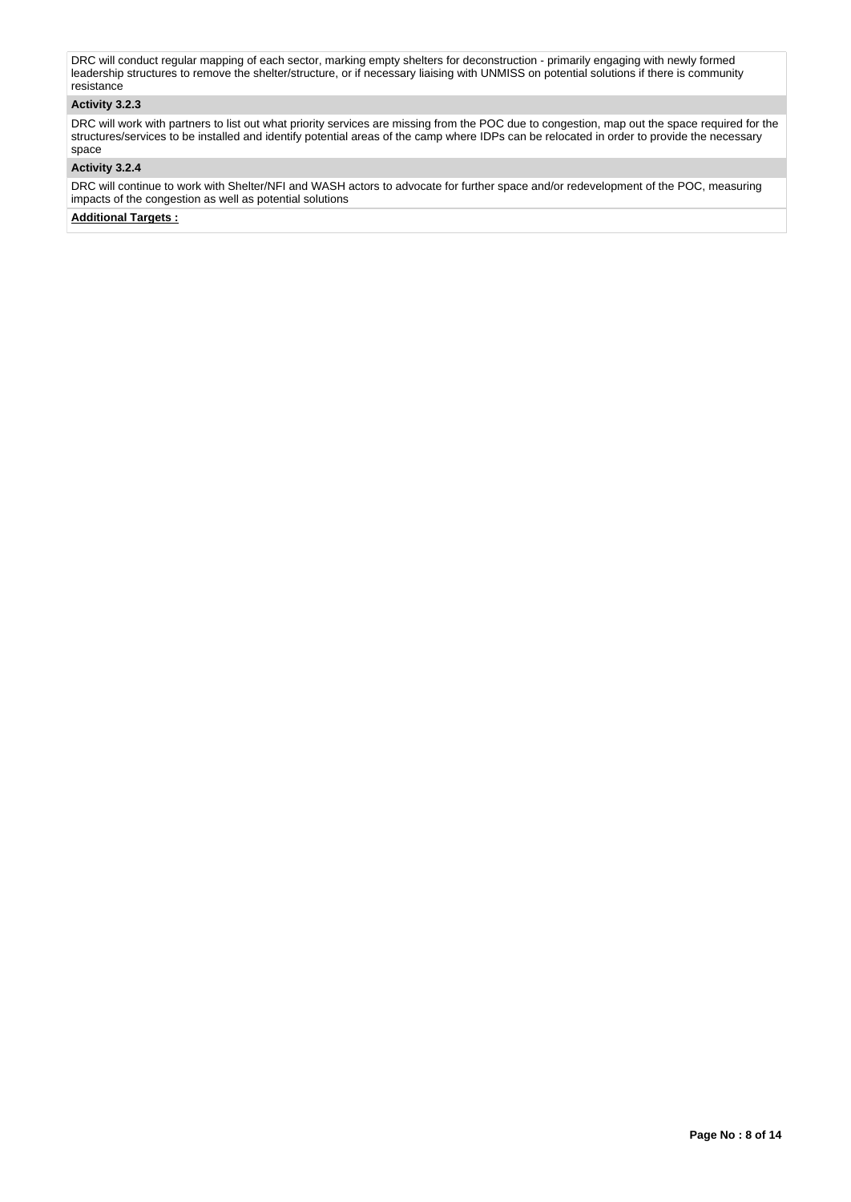DRC will conduct regular mapping of each sector, marking empty shelters for deconstruction - primarily engaging with newly formed leadership structures to remove the shelter/structure, or if necessary liaising with UNMISS on potential solutions if there is community resistance

### Activity 3.2.3

DRC will work with partners to list out what priority services are missing from the POC due to congestion, map out the space required for the structures/services to be installed and identify potential areas of the camp where IDPs can be relocated in order to provide the necessary space

### Activity 3.2.4

DRC will continue to work with Shelter/NFI and WASH actors to advocate for further space and/or redevelopment of the POC, measuring impacts of the congestion as well as potential solutions

**Additional Targets :**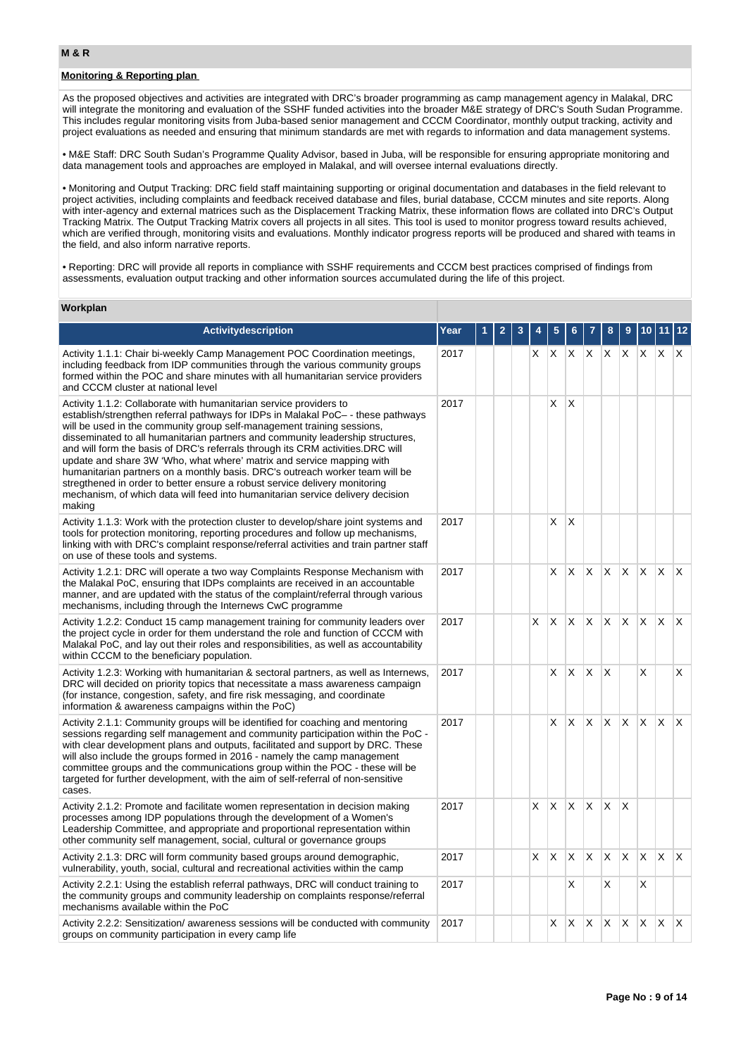## M & R

**Monitoring & Reporting plan**

As the proposed objectives and activities are integrated with DRC's broader programming as camp management agency in Malakal, DRC will integrate the monitoring and evaluation of the SSHF funded activities into the broader M&E strategy of DRC's South Sudan Programme. This includes regular monitoring visits from Juba-based senior management and CCCM Coordinator, monthly output tracking, activity and project evaluations as needed and ensuring that minimum standards are met with regards to information and data management systems.

• M&E Staff: DRC South Sudan's Programme Quality Advisor, based in Juba, will be responsible for ensuring appropriate monitoring and data management tools and approaches are employed in Malakal, and will oversee internal evaluations directly.

• Monitoring and Output Tracking: DRC field staff maintaining supporting or original documentation and databases in the field relevant to project activities, including complaints and feedback received database and files, burial database, CCCM minutes and site reports. Along with inter-agency and external matrices such as the Displacement Tracking Matrix, these information flows are collated into DRC's Output Tracking Matrix. The Output Tracking Matrix covers all projects in all sites. This tool is used to monitor progress toward results achieved, which are verified through, monitoring visits and evaluations. Monthly indicator progress reports will be produced and shared with teams in the field, and also inform narrative reports.

• Reporting: DRC will provide all reports in compliance with SSHF requirements and CCCM best practices comprised of findings from assessments, evaluation output tracking and other information sources accumulated during the life of this project.

### Workplan

| Activitydescription | Year | 1 | 2 | 3 | 4 | 5 | 6 | 7 | 8 | 9 | 10 | 11 | 12 |
|---|---|---|---|---|---|---|---|---|---|---|---|---|---|
| Activity 1.1.1: Chair bi-weekly Camp Management POC Coordination meetings, including feedback from IDP communities through the various community groups formed within the POC and share minutes with all humanitarian service providers and CCCM cluster at national level | 2017 | | | | X | X | X | X | X | X | X | X | X |
| Activity 1.1.2: Collaborate with humanitarian service providers to establish/strengthen referral pathways for IDPs in Malakal PoC– - these pathways will be used in the community group self-management training sessions, disseminated to all humanitarian partners and community leadership structures, and will form the basis of DRC's referrals through its CRM activities.DRC will update and share 3W 'Who, what where' matrix and service mapping with humanitarian partners on a monthly basis. DRC's outreach worker team will be stregthened in order to better ensure a robust service delivery monitoring mechanism, of which data will feed into humanitarian service delivery decision making | 2017 | | | | | X | X | | | | | | |
| Activity 1.1.3: Work with the protection cluster to develop/share joint systems and tools for protection monitoring, reporting procedures and follow up mechanisms, linking with with DRC's complaint response/referral activities and train partner staff on use of these tools and systems. | 2017 | | | | | X | X | | | | | | |
| Activity 1.2.1: DRC will operate a two way Complaints Response Mechanism with the Malakal PoC, ensuring that IDPs complaints are received in an accountable manner, and are updated with the status of the complaint/referral through various mechanisms, including through the Internews CwC programme | 2017 | | | | | X | X | X | X | X | X | X | X |
| Activity 1.2.2: Conduct 15 camp management training for community leaders over the project cycle in order for them understand the role and function of CCCM with Malakal PoC, and lay out their roles and responsibilities, as well as accountability within CCCM to the beneficiary population. | 2017 | | | | X | X | X | X | X | X | X | X | X |
| Activity 1.2.3: Working with humanitarian & sectoral partners, as well as Internews, DRC will decided on priority topics that necessitate a mass awareness campaign (for instance, congestion, safety, and fire risk messaging, and coordinate information & awareness campaigns within the PoC) | 2017 | | | | | X | X | X | X | | X | | X |
| Activity 2.1.1: Community groups will be identified for coaching and mentoring sessions regarding self management and community participation within the PoC - with clear development plans and outputs, facilitated and support by DRC. These will also include the groups formed in 2016 - namely the camp management committee groups and the communications group within the POC - these will be targeted for further development, with the aim of self-referral of non-sensitive cases. | 2017 | | | | | X | X | X | X | X | X | X | X |
| Activity 2.1.2: Promote and facilitate women representation in decision making processes among IDP populations through the development of a Women's Leadership Committee, and appropriate and proportional representation within other community self management, social, cultural or governance groups | 2017 | | | | X | X | X | X | X | X | | | |
| Activity 2.1.3: DRC will form community based groups around demographic, vulnerability, youth, social, cultural and recreational activities within the camp | 2017 | | | | X | X | X | X | X | X | X | X | X |
| Activity 2.2.1: Using the establish referral pathways, DRC will conduct training to the community groups and community leadership on complaints response/referral mechanisms available within the PoC | 2017 | | | | | | X | | X | | X | | |
| Activity 2.2.2: Sensitization/ awareness sessions will be conducted with community groups on community participation in every camp life | 2017 | | | | | X | X | X | X | X | X | X | X |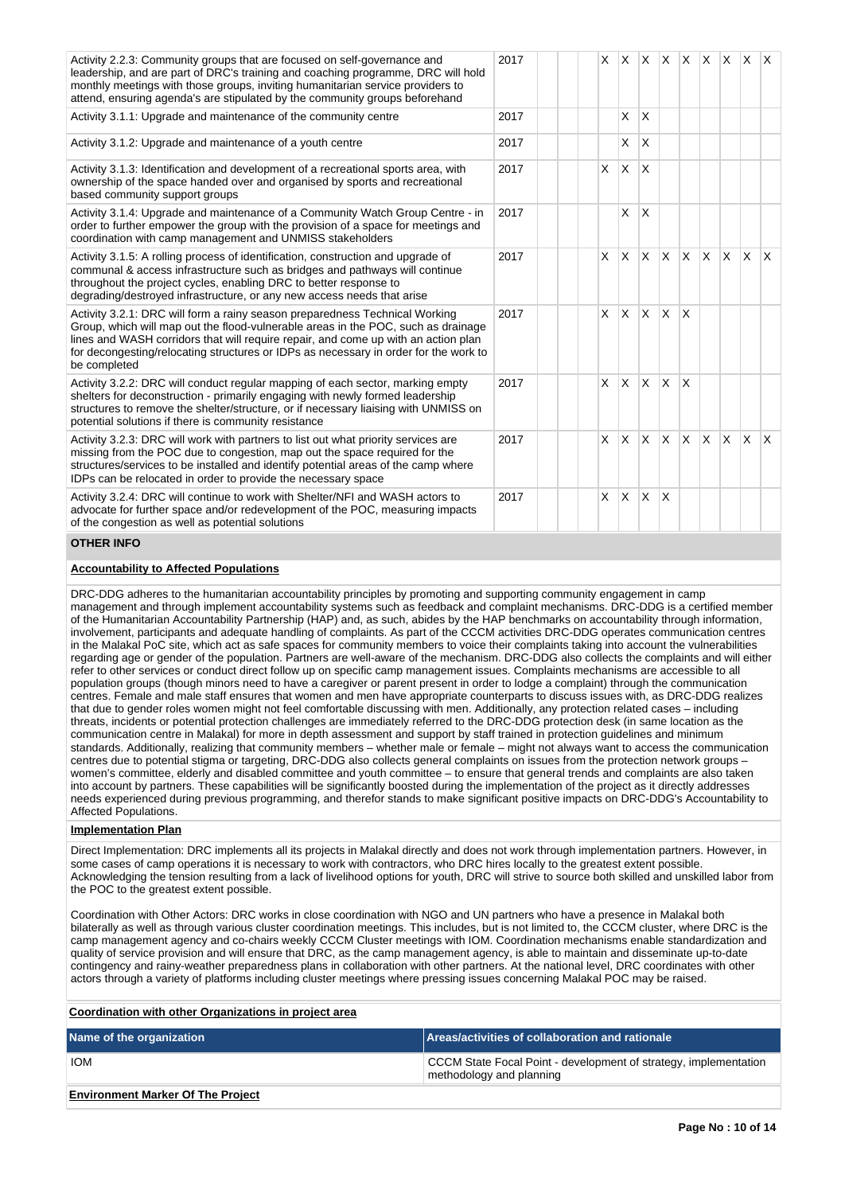| Activity | Year | 1 | 2 | 3 | 4 | 5 | 6 | 7 | 8 | 9 | 10 | 11 | 12 |
|---|---|---|---|---|---|---|---|---|---|---|---|---|---|
| Activity 2.2.3: Community groups that are focused on self-governance and leadership, and are part of DRC's training and coaching programme, DRC will hold monthly meetings with those groups, inviting humanitarian service providers to attend, ensuring agenda's are stipulated by the community groups beforehand | 2017 | | | | | X | X | X | X | X | X | X | X |
| Activity 3.1.1: Upgrade and maintenance of the community centre | 2017 | | | | | | X | X | | | | | |
| Activity 3.1.2: Upgrade and maintenance of a youth centre | 2017 | | | | | | X | X | | | | | |
| Activity 3.1.3: Identification and development of a recreational sports area, with ownership of the space handed over and organised by sports and recreational based community support groups | 2017 | | | | | X | X | X | | | | | |
| Activity 3.1.4: Upgrade and maintenance of a Community Watch Group Centre - in order to further empower the group with the provision of a space for meetings and coordination with camp management and UNMISS stakeholders | 2017 | | | | | | X | X | | | | | |
| Activity 3.1.5: A rolling process of identification, construction and upgrade of communal & access infrastructure such as bridges and pathways will continue throughout the project cycles, enabling DRC to better response to degrading/destroyed infrastructure, or any new access needs that arise | 2017 | | | | | X | X | X | X | X | X | X | X |
| Activity 3.2.1: DRC will form a rainy season preparedness Technical Working Group, which will map out the flood-vulnerable areas in the POC, such as drainage lines and WASH corridors that will require repair, and come up with an action plan for decongesting/relocating structures or IDPs as necessary in order for the work to be completed | 2017 | | | | | X | X | X | X | X | | | |
| Activity 3.2.2: DRC will conduct regular mapping of each sector, marking empty shelters for deconstruction - primarily engaging with newly formed leadership structures to remove the shelter/structure, or if necessary liaising with UNMISS on potential solutions if there is community resistance | 2017 | | | | | X | X | X | X | X | | | |
| Activity 3.2.3: DRC will work with partners to list out what priority services are missing from the POC due to congestion, map out the space required for the structures/services to be installed and identify potential areas of the camp where IDPs can be relocated in order to provide the necessary space | 2017 | | | | | X | X | X | X | X | X | X | X |
| Activity 3.2.4: DRC will continue to work with Shelter/NFI and WASH actors to advocate for further space and/or redevelopment of the POC, measuring impacts of the congestion as well as potential solutions | 2017 | | | | | X | X | X | X | | | | |

## OTHER INFO

### Accountability to Affected Populations

DRC-DDG adheres to the humanitarian accountability principles by promoting and supporting community engagement in camp management and through implement accountability systems such as feedback and complaint mechanisms. DRC-DDG is a certified member of the Humanitarian Accountability Partnership (HAP) and, as such, abides by the HAP benchmarks on accountability through information, involvement, participants and adequate handling of complaints. As part of the CCCM activities DRC-DDG operates communication centres in the Malakal PoC site, which act as safe spaces for community members to voice their complaints taking into account the vulnerabilities regarding age or gender of the population. Partners are well-aware of the mechanism. DRC-DDG also collects the complaints and will either refer to other services or conduct direct follow up on specific camp management issues. Complaints mechanisms are accessible to all population groups (though minors need to have a caregiver or parent present in order to lodge a complaint) through the communication centres. Female and male staff ensures that women and men have appropriate counterparts to discuss issues with, as DRC-DDG realizes that due to gender roles women might not feel comfortable discussing with men. Additionally, any protection related cases – including threats, incidents or potential protection challenges are immediately referred to the DRC-DDG protection desk (in same location as the communication centre in Malakal) for more in depth assessment and support by staff trained in protection guidelines and minimum standards. Additionally, realizing that community members – whether male or female – might not always want to access the communication centres due to potential stigma or targeting, DRC-DDG also collects general complaints on issues from the protection network groups – women's committee, elderly and disabled committee and youth committee – to ensure that general trends and complaints are also taken into account by partners. These capabilities will be significantly boosted during the implementation of the project as it directly addresses needs experienced during previous programming, and therefor stands to make significant positive impacts on DRC-DDG's Accountability to Affected Populations.

### Implementation Plan

Direct Implementation: DRC implements all its projects in Malakal directly and does not work through implementation partners. However, in some cases of camp operations it is necessary to work with contractors, who DRC hires locally to the greatest extent possible. Acknowledging the tension resulting from a lack of livelihood options for youth, DRC will strive to source both skilled and unskilled labor from the POC to the greatest extent possible.

Coordination with Other Actors: DRC works in close coordination with NGO and UN partners who have a presence in Malakal both bilaterally as well as through various cluster coordination meetings. This includes, but is not limited to, the CCCM cluster, where DRC is the camp management agency and co-chairs weekly CCCM Cluster meetings with IOM. Coordination mechanisms enable standardization and quality of service provision and will ensure that DRC, as the camp management agency, is able to maintain and disseminate up-to-date contingency and rainy-weather preparedness plans in collaboration with other partners. At the national level, DRC coordinates with other actors through a variety of platforms including cluster meetings where pressing issues concerning Malakal POC may be raised.

### Coordination with other Organizations in project area

| Name of the organization | Areas/activities of collaboration and rationale |
|---|---|
| IOM | CCCM State Focal Point - development of strategy, implementation methodology and planning |

### Environment Marker Of The Project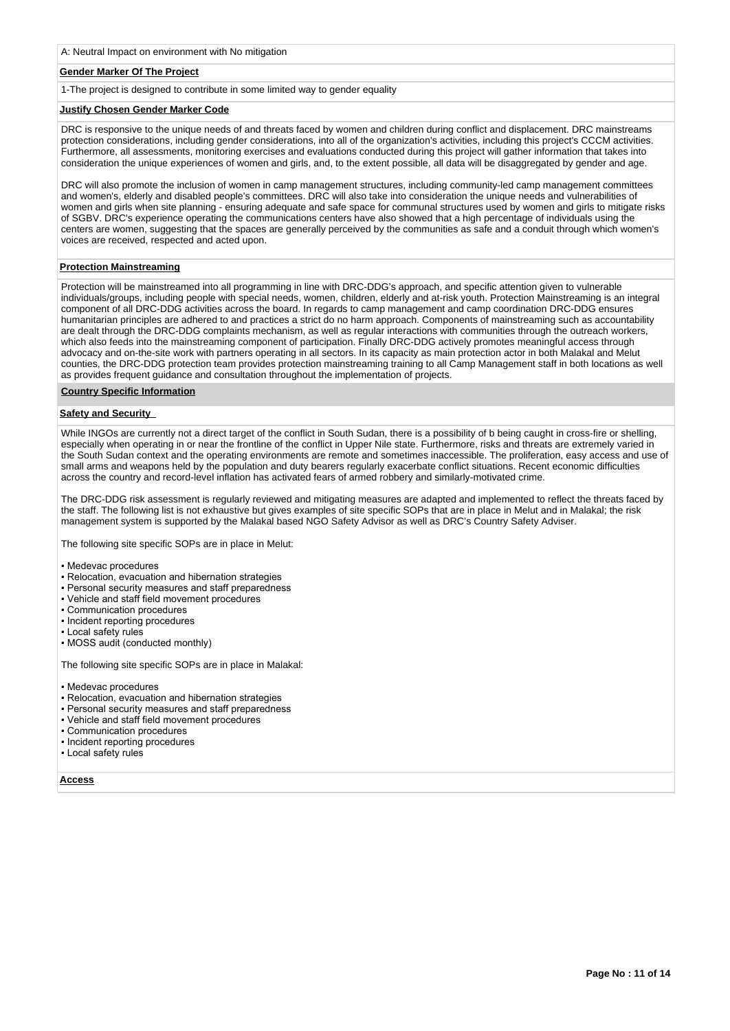A: Neutral Impact on environment with No mitigation

**Gender Marker Of The Project**

1-The project is designed to contribute in some limited way to gender equality

**Justify Chosen Gender Marker Code**

DRC is responsive to the unique needs of and threats faced by women and children during conflict and displacement. DRC mainstreams protection considerations, including gender considerations, into all of the organization's activities, including this project's CCCM activities. Furthermore, all assessments, monitoring exercises and evaluations conducted during this project will gather information that takes into consideration the unique experiences of women and girls, and, to the extent possible, all data will be disaggregated by gender and age.

DRC will also promote the inclusion of women in camp management structures, including community-led camp management committees and women's, elderly and disabled people's committees. DRC will also take into consideration the unique needs and vulnerabilities of women and girls when site planning - ensuring adequate and safe space for communal structures used by women and girls to mitigate risks of SGBV. DRC's experience operating the communications centers have also showed that a high percentage of individuals using the centers are women, suggesting that the spaces are generally perceived by the communities as safe and a conduit through which women's voices are received, respected and acted upon.

**Protection Mainstreaming**

Protection will be mainstreamed into all programming in line with DRC-DDG's approach, and specific attention given to vulnerable individuals/groups, including people with special needs, women, children, elderly and at-risk youth. Protection Mainstreaming is an integral component of all DRC-DDG activities across the board. In regards to camp management and camp coordination DRC-DDG ensures humanitarian principles are adhered to and practices a strict do no harm approach. Components of mainstreaming such as accountability are dealt through the DRC-DDG complaints mechanism, as well as regular interactions with communities through the outreach workers, which also feeds into the mainstreaming component of participation. Finally DRC-DDG actively promotes meaningful access through advocacy and on-the-site work with partners operating in all sectors. In its capacity as main protection actor in both Malakal and Melut counties, the DRC-DDG protection team provides protection mainstreaming training to all Camp Management staff in both locations as well as provides frequent guidance and consultation throughout the implementation of projects.

**Country Specific Information**

**Safety and Security**

While INGOs are currently not a direct target of the conflict in South Sudan, there is a possibility of b being caught in cross-fire or shelling, especially when operating in or near the frontline of the conflict in Upper Nile state. Furthermore, risks and threats are extremely varied in the South Sudan context and the operating environments are remote and sometimes inaccessible. The proliferation, easy access and use of small arms and weapons held by the population and duty bearers regularly exacerbate conflict situations. Recent economic difficulties across the country and record-level inflation has activated fears of armed robbery and similarly-motivated crime.

The DRC-DDG risk assessment is regularly reviewed and mitigating measures are adapted and implemented to reflect the threats faced by the staff. The following list is not exhaustive but gives examples of site specific SOPs that are in place in Melut and in Malakal; the risk management system is supported by the Malakal based NGO Safety Advisor as well as DRC's Country Safety Adviser.

The following site specific SOPs are in place in Melut:

- Medevac procedures
- Relocation, evacuation and hibernation strategies
- Personal security measures and staff preparedness
- Vehicle and staff field movement procedures
- Communication procedures
- Incident reporting procedures
- Local safety rules
- MOSS audit (conducted monthly)

The following site specific SOPs are in place in Malakal:

- Medevac procedures
- Relocation, evacuation and hibernation strategies
- Personal security measures and staff preparedness
- Vehicle and staff field movement procedures
- Communication procedures
- Incident reporting procedures
- Local safety rules

**Access**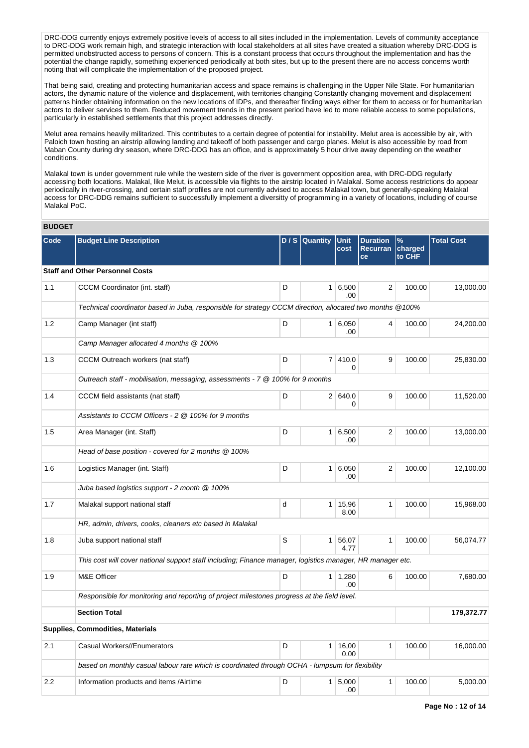DRC-DDG currently enjoys extremely positive levels of access to all sites included in the implementation. Levels of community acceptance to DRC-DDG work remain high, and strategic interaction with local stakeholders at all sites have created a situation whereby DRC-DDG is permitted unobstructed access to persons of concern. This is a constant process that occurs throughout the implementation and has the potential the change rapidly, something experienced periodically at both sites, but up to the present there are no access concerns worth noting that will complicate the implementation of the proposed project.

That being said, creating and protecting humanitarian access and space remains is challenging in the Upper Nile State. For humanitarian actors, the dynamic nature of the violence and displacement, with territories changing Constantly changing movement and displacement patterns hinder obtaining information on the new locations of IDPs, and thereafter finding ways either for them to access or for humanitarian actors to deliver services to them. Reduced movement trends in the present period have led to more reliable access to some populations, particularly in established settlements that this project addresses directly.

Melut area remains heavily militarized. This contributes to a certain degree of potential for instability. Melut area is accessible by air, with Paloich town hosting an airstrip allowing landing and takeoff of both passenger and cargo planes. Melut is also accessible by road from Maban County during dry season, where DRC-DDG has an office, and is approximately 5 hour drive away depending on the weather conditions.

Malakal town is under government rule while the western side of the river is government opposition area, with DRC-DDG regularly accessing both locations. Malakal, like Melut, is accessible via flights to the airstrip located in Malakal. Some access restrictions do appear periodically in river-crossing, and certain staff profiles are not currently advised to access Malakal town, but generally-speaking Malakal access for DRC-DDG remains sufficient to successfully implement a diversitty of programming in a variety of locations, including of course Malakal PoC.

## BUDGET

| Code | Budget Line Description | D / S | Quantity | Unit cost | Duration Recurrance | % charged to CHF | Total Cost |
|---|---|---|---|---|---|---|---|
| **Staff and Other Personnel Costs** | | | | | | | |
| 1.1 | CCCM Coordinator (int. staff) | D | 1 | 6,500.00 | 2 | 100.00 | 13,000.00 |
| | *Technical coordinator based in Juba, responsible for strategy CCCM direction, allocated two months @100%* | | | | | | |
| 1.2 | Camp Manager (int staff) | D | 1 | 6,050.00 | 4 | 100.00 | 24,200.00 |
| | *Camp Manager allocated 4 months @ 100%* | | | | | | |
| 1.3 | CCCM Outreach workers (nat staff) | D | 7 | 410.00 | 9 | 100.00 | 25,830.00 |
| | *Outreach staff - mobilisation, messaging, assessments - 7 @ 100% for 9 months* | | | | | | |
| 1.4 | CCCM field assistants (nat staff) | D | 2 | 640.00 | 9 | 100.00 | 11,520.00 |
| | *Assistants to CCCM Officers - 2 @ 100% for 9 months* | | | | | | |
| 1.5 | Area Manager (int. Staff) | D | 1 | 6,500.00 | 2 | 100.00 | 13,000.00 |
| | *Head of base position - covered for 2 months @ 100%* | | | | | | |
| 1.6 | Logistics Manager (int. Staff) | D | 1 | 6,050.00 | 2 | 100.00 | 12,100.00 |
| | *Juba based logistics support - 2 month @ 100%* | | | | | | |
| 1.7 | Malakal support national staff | d | 1 | 15,968.00 | 1 | 100.00 | 15,968.00 |
| | *HR, admin, drivers, cooks, cleaners etc based in Malakal* | | | | | | |
| 1.8 | Juba support national staff | S | 1 | 56,074.77 | 1 | 100.00 | 56,074.77 |
| | *This cost will cover national support staff including; Finance manager, logistics manager, HR manager etc.* | | | | | | |
| 1.9 | M&E Officer | D | 1 | 1,280.00 | 6 | 100.00 | 7,680.00 |
| | *Responsible for monitoring and reporting of project milestones progress at the field level.* | | | | | | |
| | **Section Total** | | | | | | **179,372.77** |
| **Supplies, Commodities, Materials** | | | | | | | |
| 2.1 | Casual Workers//Enumerators | D | 1 | 16,000.00 | 1 | 100.00 | 16,000.00 |
| | *based on monthly casual labour rate which is coordinated through OCHA - lumpsum for flexibility* | | | | | | |
| 2.2 | Information products and items /Airtime | D | 1 | 5,000.00 | 1 | 100.00 | 5,000.00 |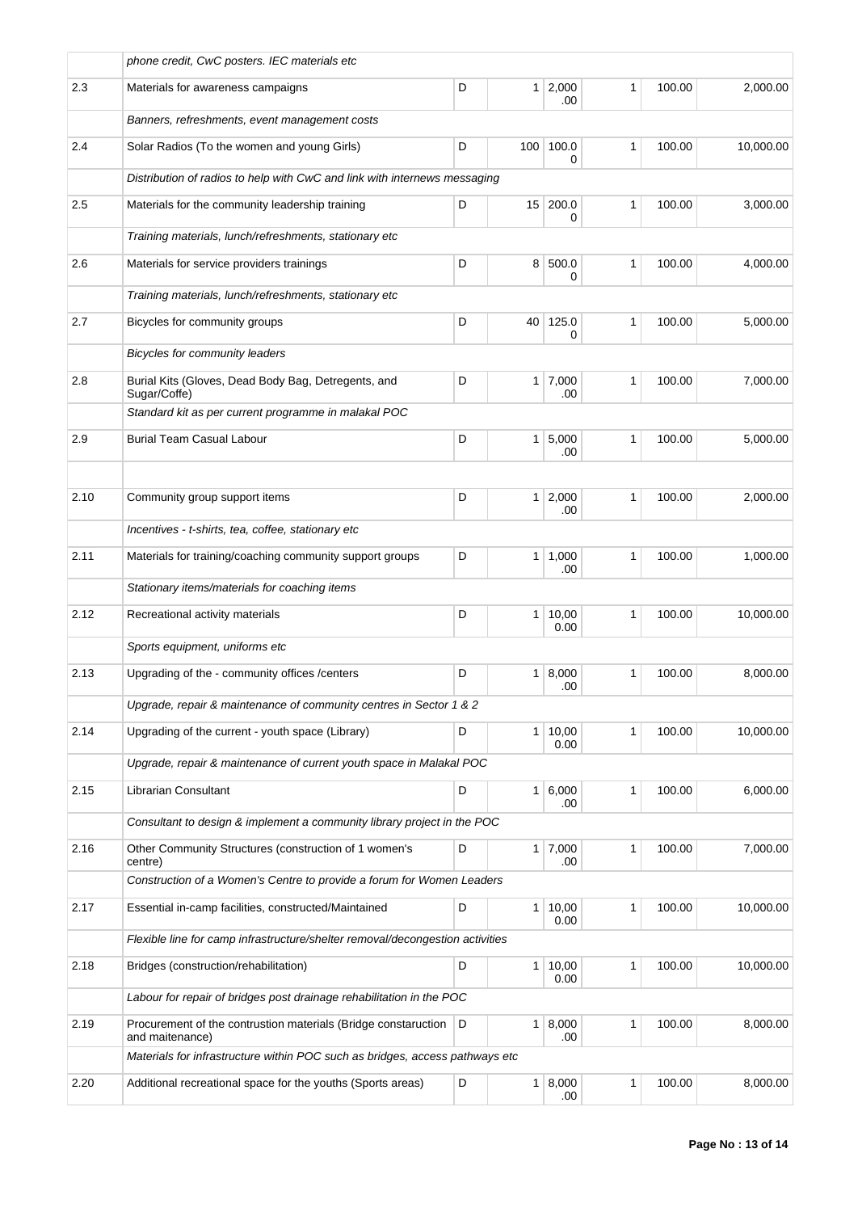| | | | | | | | |
|---|---|---|---|---|---|---|---|
| | *phone credit, CwC posters. IEC materials etc* | | | | | | |
| 2.3 | Materials for awareness campaigns | D | 1 | 2,000.00 | 1 | 100.00 | 2,000.00 |
| | *Banners, refreshments, event management costs* | | | | | | |
| 2.4 | Solar Radios (To the women and young Girls) | D | 100 | 100.00 | 1 | 100.00 | 10,000.00 |
| | *Distribution of radios to help with CwC and link with internews messaging* | | | | | | |
| 2.5 | Materials for the community leadership training | D | 15 | 200.00 | 1 | 100.00 | 3,000.00 |
| | *Training materials, lunch/refreshments, stationary etc* | | | | | | |
| 2.6 | Materials for service providers trainings | D | 8 | 500.00 | 1 | 100.00 | 4,000.00 |
| | *Training materials, lunch/refreshments, stationary etc* | | | | | | |
| 2.7 | Bicycles for community groups | D | 40 | 125.00 | 1 | 100.00 | 5,000.00 |
| | *Bicycles for community leaders* | | | | | | |
| 2.8 | Burial Kits (Gloves, Dead Body Bag, Detregents, and Sugar/Coffe) | D | 1 | 7,000.00 | 1 | 100.00 | 7,000.00 |
| | *Standard kit as per current programme in malakal POC* | | | | | | |
| 2.9 | Burial Team Casual Labour | D | 1 | 5,000.00 | 1 | 100.00 | 5,000.00 |
| | | | | | | | |
| 2.10 | Community group support items | D | 1 | 2,000.00 | 1 | 100.00 | 2,000.00 |
| | *Incentives - t-shirts, tea, coffee, stationary etc* | | | | | | |
| 2.11 | Materials for training/coaching community support groups | D | 1 | 1,000.00 | 1 | 100.00 | 1,000.00 |
| | *Stationary items/materials for coaching items* | | | | | | |
| 2.12 | Recreational activity materials | D | 1 | 10,000.00 | 1 | 100.00 | 10,000.00 |
| | *Sports equipment, uniforms etc* | | | | | | |
| 2.13 | Upgrading of the - community offices /centers | D | 1 | 8,000.00 | 1 | 100.00 | 8,000.00 |
| | *Upgrade, repair & maintenance of community centres in Sector 1 & 2* | | | | | | |
| 2.14 | Upgrading of the current - youth space (Library) | D | 1 | 10,000.00 | 1 | 100.00 | 10,000.00 |
| | *Upgrade, repair & maintenance of current youth space in Malakal POC* | | | | | | |
| 2.15 | Librarian Consultant | D | 1 | 6,000.00 | 1 | 100.00 | 6,000.00 |
| | *Consultant to design & implement a community library project in the POC* | | | | | | |
| 2.16 | Other Community Structures (construction of 1 women's centre) | D | 1 | 7,000.00 | 1 | 100.00 | 7,000.00 |
| | *Construction of a Women's Centre to provide a forum for Women Leaders* | | | | | | |
| 2.17 | Essential in-camp facilities, constructed/Maintained | D | 1 | 10,000.00 | 1 | 100.00 | 10,000.00 |
| | *Flexible line for camp infrastructure/shelter removal/decongestion activities* | | | | | | |
| 2.18 | Bridges (construction/rehabilitation) | D | 1 | 10,000.00 | 1 | 100.00 | 10,000.00 |
| | *Labour for repair of bridges post drainage rehabilitation in the POC* | | | | | | |
| 2.19 | Procurement of the contrustion materials (Bridge constaruction and maitenance) | D | 1 | 8,000.00 | 1 | 100.00 | 8,000.00 |
| | *Materials for infrastructure within POC such as bridges, access pathways etc* | | | | | | |
| 2.20 | Additional recreational space for the youths (Sports areas) | D | 1 | 8,000.00 | 1 | 100.00 | 8,000.00 |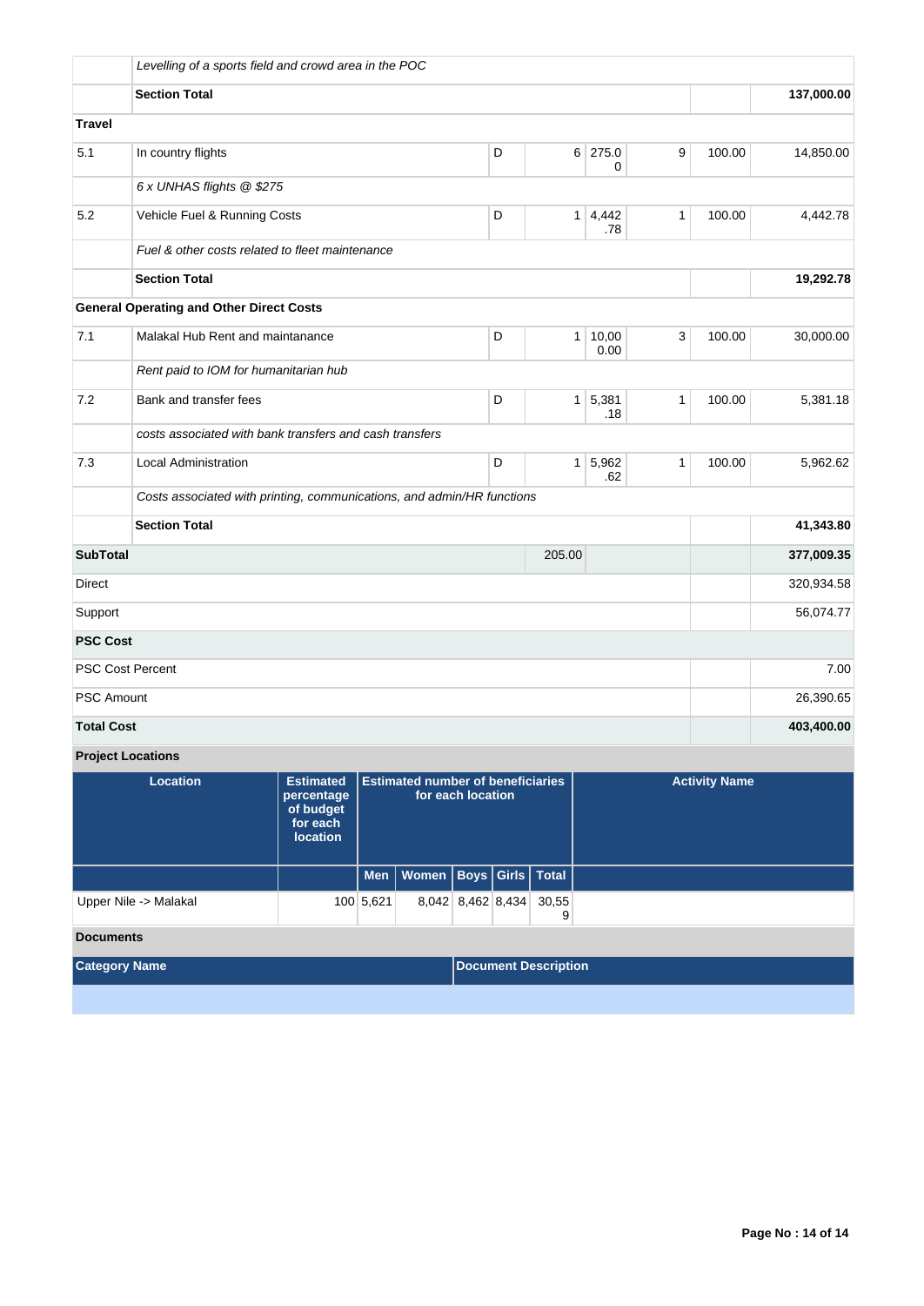| | | | | | | | |
|---|---|---|---|---|---|---|---|
| | *Levelling of a sports field and crowd area in the POC* | | | | | | |
| | **Section Total** | | | | | | **137,000.00** |
| **Travel** | | | | | | | |
| 5.1 | In country flights | D | 6 | 275.00 | 9 | 100.00 | 14,850.00 |
| | *6 x UNHAS flights @ $275* | | | | | | |
| 5.2 | Vehicle Fuel & Running Costs | D | 1 | 4,442.78 | 1 | 100.00 | 4,442.78 |
| | *Fuel & other costs related to fleet maintenance* | | | | | | |
| | **Section Total** | | | | | | **19,292.78** |
| **General Operating and Other Direct Costs** | | | | | | | |
| 7.1 | Malakal Hub Rent and maintanance | D | 1 | 10,000.00 | 3 | 100.00 | 30,000.00 |
| | *Rent paid to IOM for humanitarian hub* | | | | | | |
| 7.2 | Bank and transfer fees | D | 1 | 5,381.18 | 1 | 100.00 | 5,381.18 |
| | *costs associated with bank transfers and cash transfers* | | | | | | |
| 7.3 | Local Administration | D | 1 | 5,962.62 | 1 | 100.00 | 5,962.62 |
| | *Costs associated with printing, communications, and admin/HR functions* | | | | | | |
| | **Section Total** | | | | | | **41,343.80** |
| **SubTotal** | | | 205.00 | | | | **377,009.35** |
| Direct | | | | | | | 320,934.58 |
| Support | | | | | | | 56,074.77 |
| **PSC Cost** | | | | | | | |
| PSC Cost Percent | | | | | | | 7.00 |
| PSC Amount | | | | | | | 26,390.65 |
| **Total Cost** | | | | | | | **403,400.00** |

**Project Locations**

| Location | Estimated percentage of budget for each location | Estimated number of beneficiaries for each location | | | | | Activity Name |
|---|---|---|---|---|---|---|---|
| | | Men | Women | Boys | Girls | Total | |
| Upper Nile -> Malakal | 100 | 5,621 | 8,042 | 8,462 | 8,434 | 30,559 | |

**Documents**

| Category Name | Document Description |
|---|---|
| | |